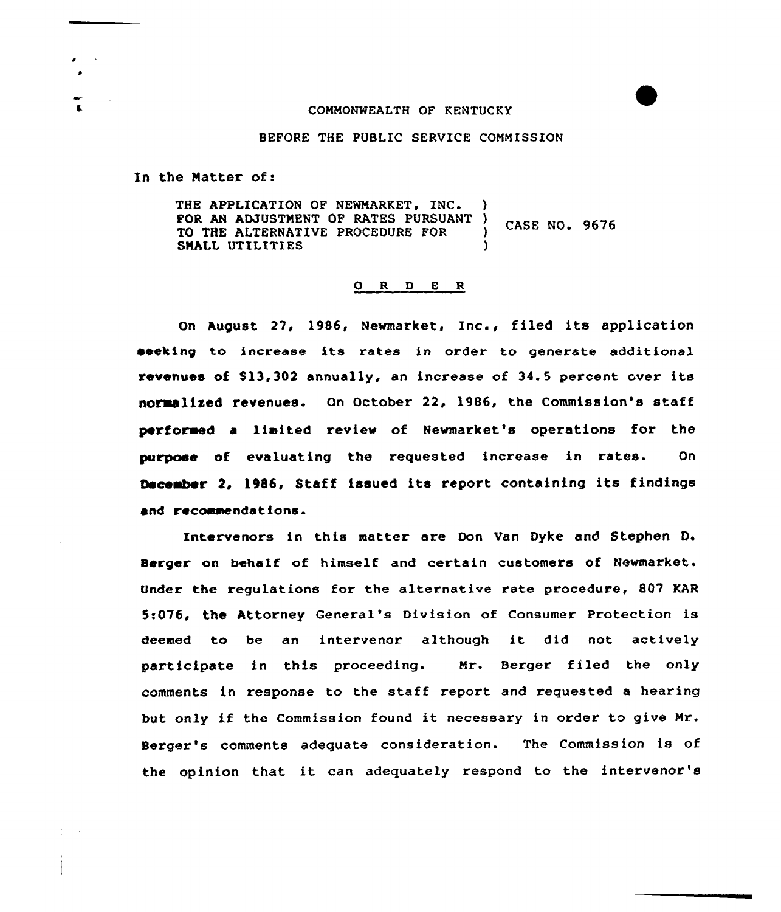COMMONWEALTH OF KENTUCKY

BEFORE THE PUBLIC SERVICE COMMISSION

In the Matter of:

THE APPLICATION OF NEWMARKET, INC. FOR AN ADJUSTMENT OF RATES PURSUANT TO THE ALTERNATIVE PROCEDURE FOR SMALL UTILITIES ) CASE NO. 9676

## O R D E R

On August 27, 1986, Newmarket, Inc., filed its application seeking to increase its rates in order to generate additional revenues of $13,302 annually, an increase of 34.5 percent over its normalized revenues. On October 22, 1986, the Commission's staff performed a limited review of Newmarket's operations for the purpose of evaluating the requested increase in rates. On December 2, 1986, Staff issued its report containing its findings and recommendations.

Intervenors in this matter are Don Van Dyke and Stephen D. Berger on behalf of himself and certain customers of Newmarket. Under the regulations for the alternative rate procedure, 807 KAR 5:076, the Attorney General's Division of Consumer Protection is deemed to be an intervenor although it did not actively participate in this proceeding. Mr. Berger filed the only comments in response to the staff report and requested a hearing but only if the Commission found it necessary in order to give Mr. Berger's comments adequate consideration. The Commission is of the opinion that it can adequately respond to the intervenor's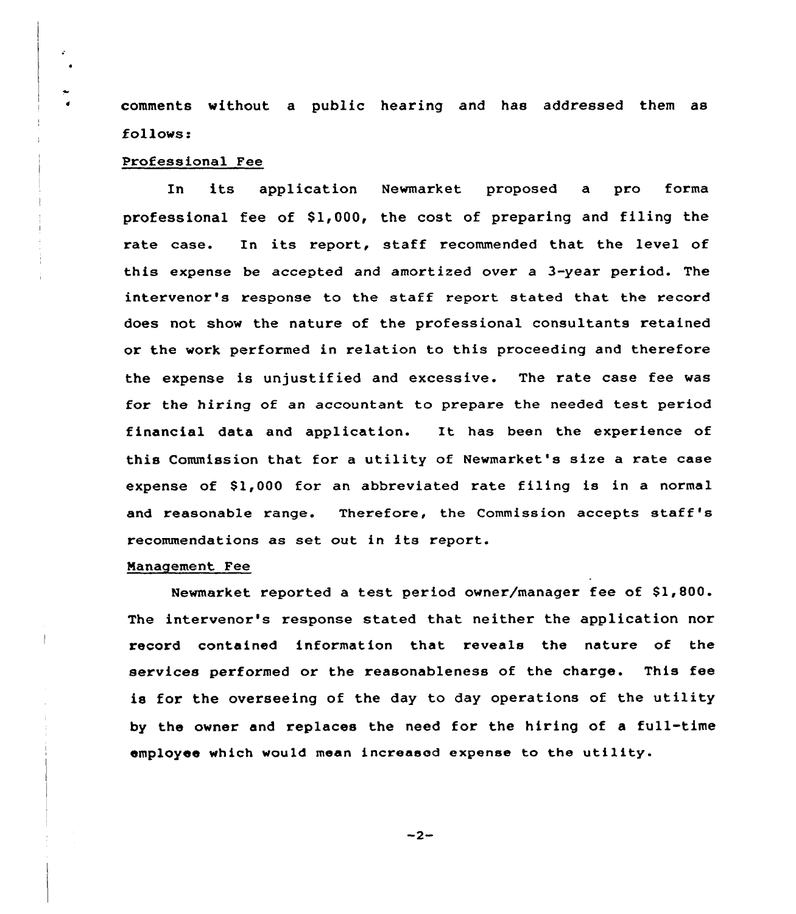comments without a public hearing and has addressed them as follows:

Professional Fee

In its application Newmarket proposed a pro forma professional fee of $1,000, the cost of preparing and filing the rate case. In its report, staff recommended that the level of this expense be accepted and amortized over a 3-year period. The intervenor's response to the staff report stated that the record does not show the nature of the professional consultants retained or the work performed in relation to this proceeding and therefore the expense is unjustified and excessive. The rate case fee was for the hiring of an accountant to prepare the needed test period financial data and application. It has been the experience of this Commission that for a utility of Newmarket's size a rate case expense of $1,000 for an abbreviated rate filing is in a normal and reasonable range. Therefore, the Commission accepts staff's recommendations as set out in its report.

Management Fee

Newmarket reported a test period owner/manager fee of $1,800. The intervenor's response stated that neither the application nor record contained information that reveals the nature of the services performed or the reasonableness of the charge. This fee is for the overseeing of the day to day operations of the utility by the owner and replaces the need for the hiring of a full-time employee which would mean increased expense to the utility.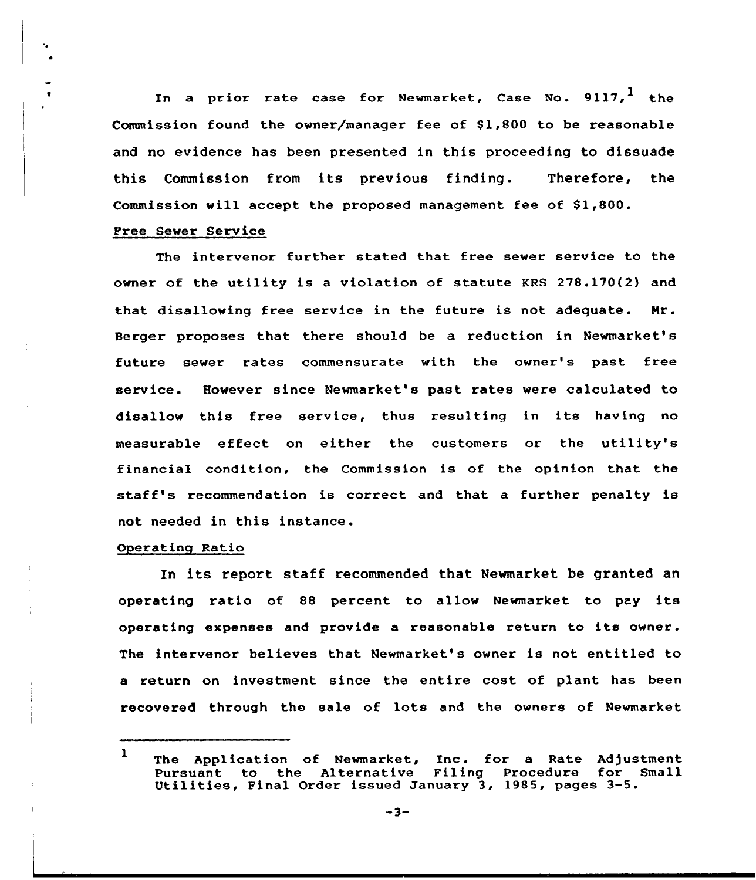In a prior rate case for Newmarket, Case No. 9117,[1] the Commission found the owner/manager fee of $1,800 to be reasonable and no evidence has been presented in this proceeding to dissuade this Commission from its previous finding. Therefore, the Commission will accept the proposed management fee of $1,800.

### Free Sewer Service

The intervenor further stated that free sewer service to the owner of the utility is a violation of statute KRS 278.170(2) and that disallowing free service in the future is not adequate. Mr. Berger proposes that there should be a reduction in Newmarket's future sewer rates commensurate with the owner's past free service. However since Newmarket's past rates were calculated to disallow this free service, thus resulting in its having no measurable effect on either the customers or the utility's financial condition, the Commission is of the opinion that the staff's recommendation is correct and that a further penalty is not needed in this instance.

### Operating Ratio

In its report staff recommended that Newmarket be granted an operating ratio of 88 percent to allow Newmarket to pay its operating expenses and provide a reasonable return to its owner. The intervenor believes that Newmarket's owner is not entitled to a return on investment since the entire cost of plant has been recovered through the sale of lots and the owners of Newmarket

---

[1] The Application of Newmarket, Inc. for a Rate Adjustment Pursuant to the Alternative Filing Procedure for Small Utilities, Final Order issued January 3, 1985, pages 3-5.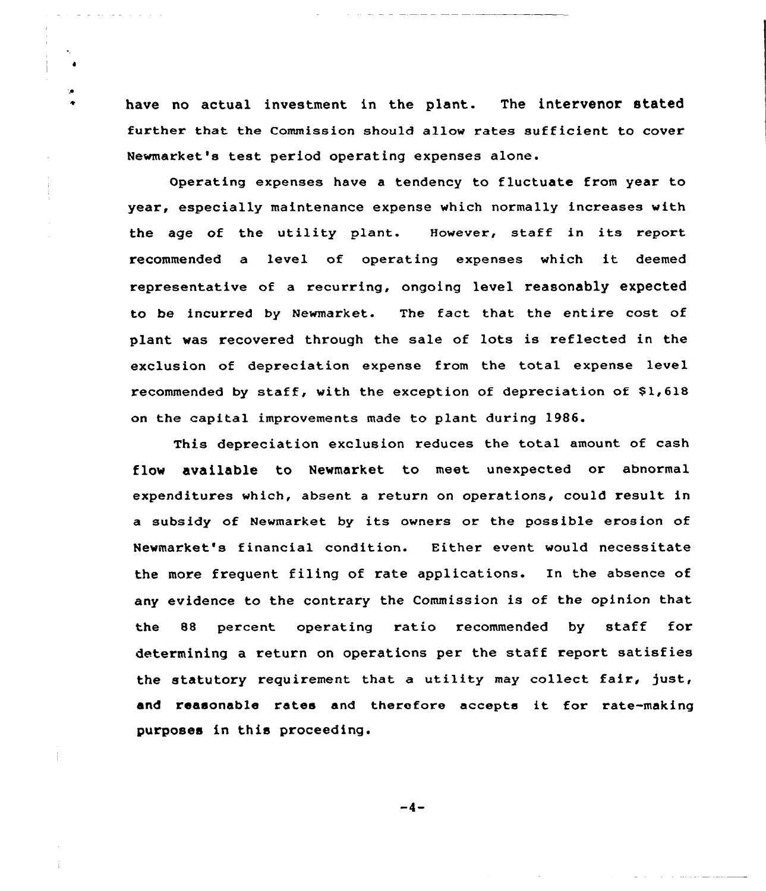have no actual investment in the plant. The intervenor stated further that the Commission should allow rates sufficient to cover Newmarket's test period operating expenses alone.

Operating expenses have a tendency to fluctuate from year to year, especially maintenance expense which normally increases with the age of the utility plant. However, staff in its report recommended a level of operating expenses which it deemed representative of a recurring, ongoing level reasonably expected to be incurred by Newmarket. The fact that the entire cost of plant was recovered through the sale of lots is reflected in the exclusion of depreciation expense from the total expense level recommended by staff, with the exception of depreciation of $1,618 on the capital improvements made to plant during 1986.

This depreciation exclusion reduces the total amount of cash flow available to Newmarket to meet unexpected or abnormal expenditures which, absent a return on operations, could result in a subsidy of Newmarket by its owners or the possible erosion of Newmarket's financial condition. Either event would necessitate the more frequent filing of rate applications. In the absence of any evidence to the contrary the Commission is of the opinion that the 88 percent operating ratio recommended by staff for determining a return on operations per the staff report satisfies the statutory requirement that a utility may collect fair, just, and reasonable rates and therefore accepts it for rate-making purposes in this proceeding.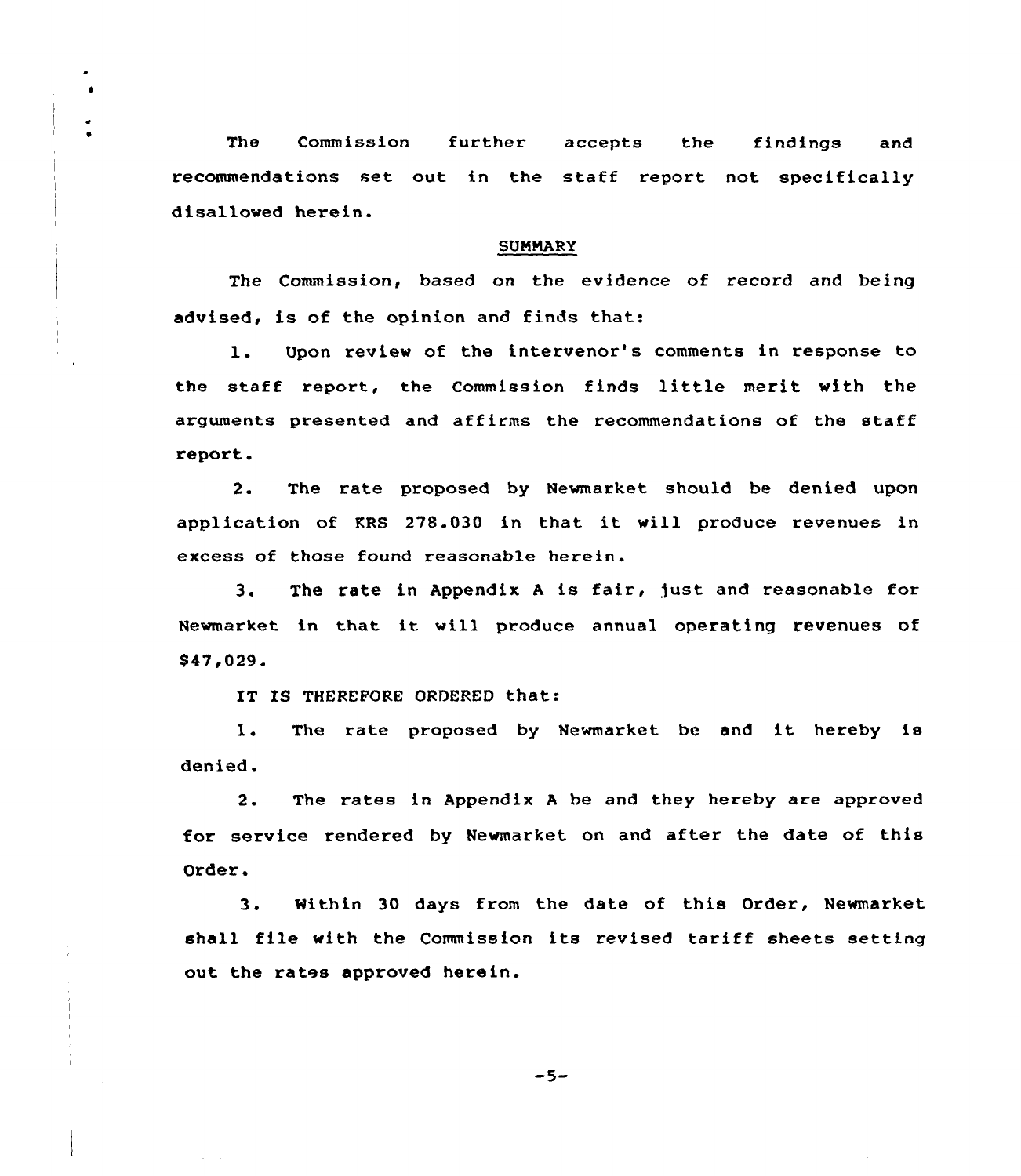The Commission further accepts the findings and recommendations set out in the staff report not specifically disallowed herein.

## SUMMARY

The Commission, based on the evidence of record and being advised, is of the opinion and finds that:

1. Upon review of the intervenor's comments in response to the staff report, the Commission finds little merit with the arguments presented and affirms the recommendations of the staff report.

2. The rate proposed by Newmarket should be denied upon application of KRS 278.030 in that it will produce revenues in excess of those found reasonable herein.

3. The rate in Appendix A is fair, just and reasonable for Newmarket in that it will produce annual operating revenues of $47,029.

IT IS THEREFORE ORDERED that:

1. The rate proposed by Newmarket be and it hereby is denied.

2. The rates in Appendix A be and they hereby are approved for service rendered by Newmarket on and after the date of this Order.

3. Within 30 days from the date of this Order, Newmarket shall file with the Commission its revised tariff sheets setting out the rates approved herein.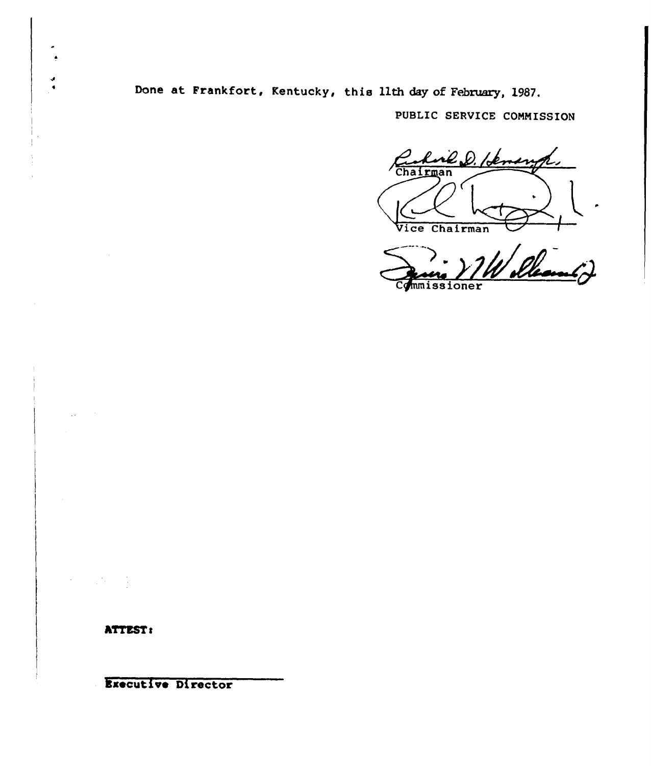Done at Frankfort, Kentucky, this 11th day of February, 1987.

PUBLIC SERVICE COMMISSION

Chairman

Vice Chairman

Commissioner

**ATTEST:**

**Executive Director**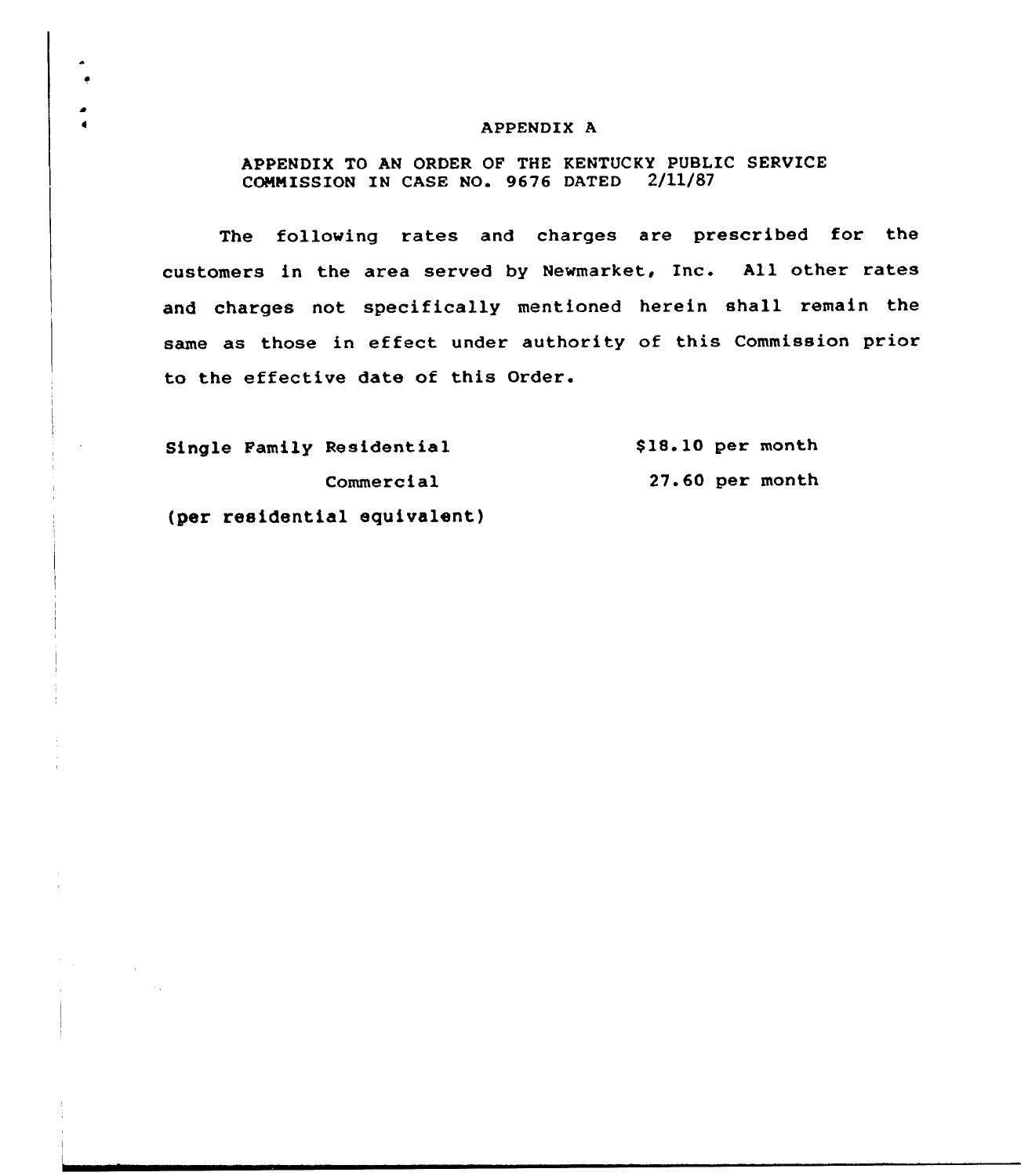# APPENDIX A

APPENDIX TO AN ORDER OF THE KENTUCKY PUBLIC SERVICE COMMISSION IN CASE NO. 9676 DATED 2/11/87

The following rates and charges are prescribed for the customers in the area served by Newmarket, Inc. All other rates and charges not specifically mentioned herein shall remain the same as those in effect under authority of this Commission prior to the effective date of this Order.

| | |
|---|---|
| Single Family Residential | $18.10 per month |
| Commercial | 27.60 per month |
| (per residential equivalent) | |